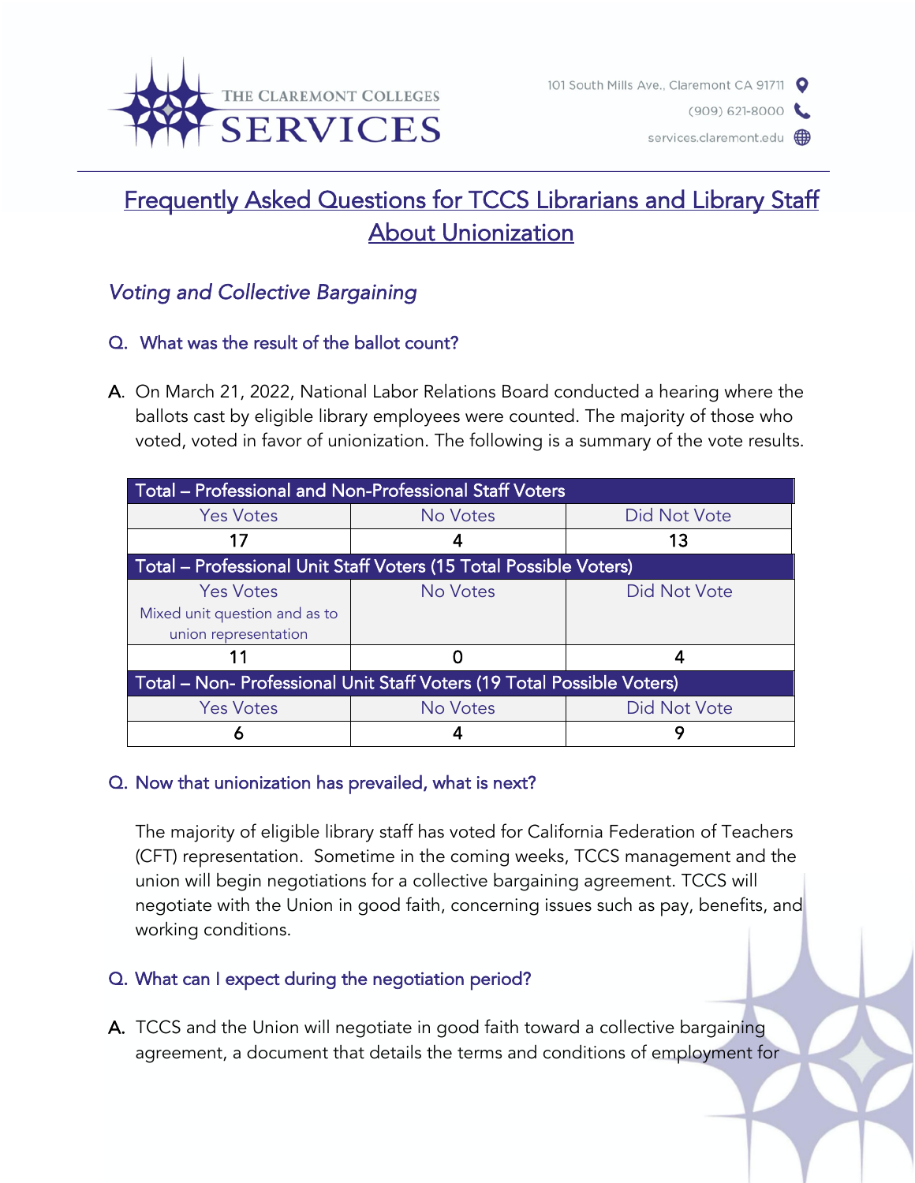# Frequently Asked Questions for TCCS Librarians and Library Staff About Unionization

## *Voting and Collective Bargaining*

### Q. What was the result of the ballot count?

**A.** On March 21, 2022, National Labor Relations Board conducted a hearing where the ballots cast by eligible library employees were counted. The majority of those who voted, voted in favor of unionization. The following is a summary of the vote results.

| Total – Professional and Non-Professional Staff Voters | | |
|---|---|---|
| Yes Votes | No Votes | Did Not Vote |
| 17 | 4 | 13 |
| **Total – Professional Unit Staff Voters (15 Total Possible Voters)** | | |
| Yes Votes<br>Mixed unit question and as to union representation | No Votes | Did Not Vote |
| 11 | 0 | 4 |
| **Total – Non- Professional Unit Staff Voters (19 Total Possible Voters)** | | |
| Yes Votes | No Votes | Did Not Vote |
| 6 | 4 | 9 |

### Q. Now that unionization has prevailed, what is next?

The majority of eligible library staff has voted for California Federation of Teachers (CFT) representation. Sometime in the coming weeks, TCCS management and the union will begin negotiations for a collective bargaining agreement. TCCS will negotiate with the Union in good faith, concerning issues such as pay, benefits, and working conditions.

### Q. What can I expect during the negotiation period?

**A.** TCCS and the Union will negotiate in good faith toward a collective bargaining agreement, a document that details the terms and conditions of employment for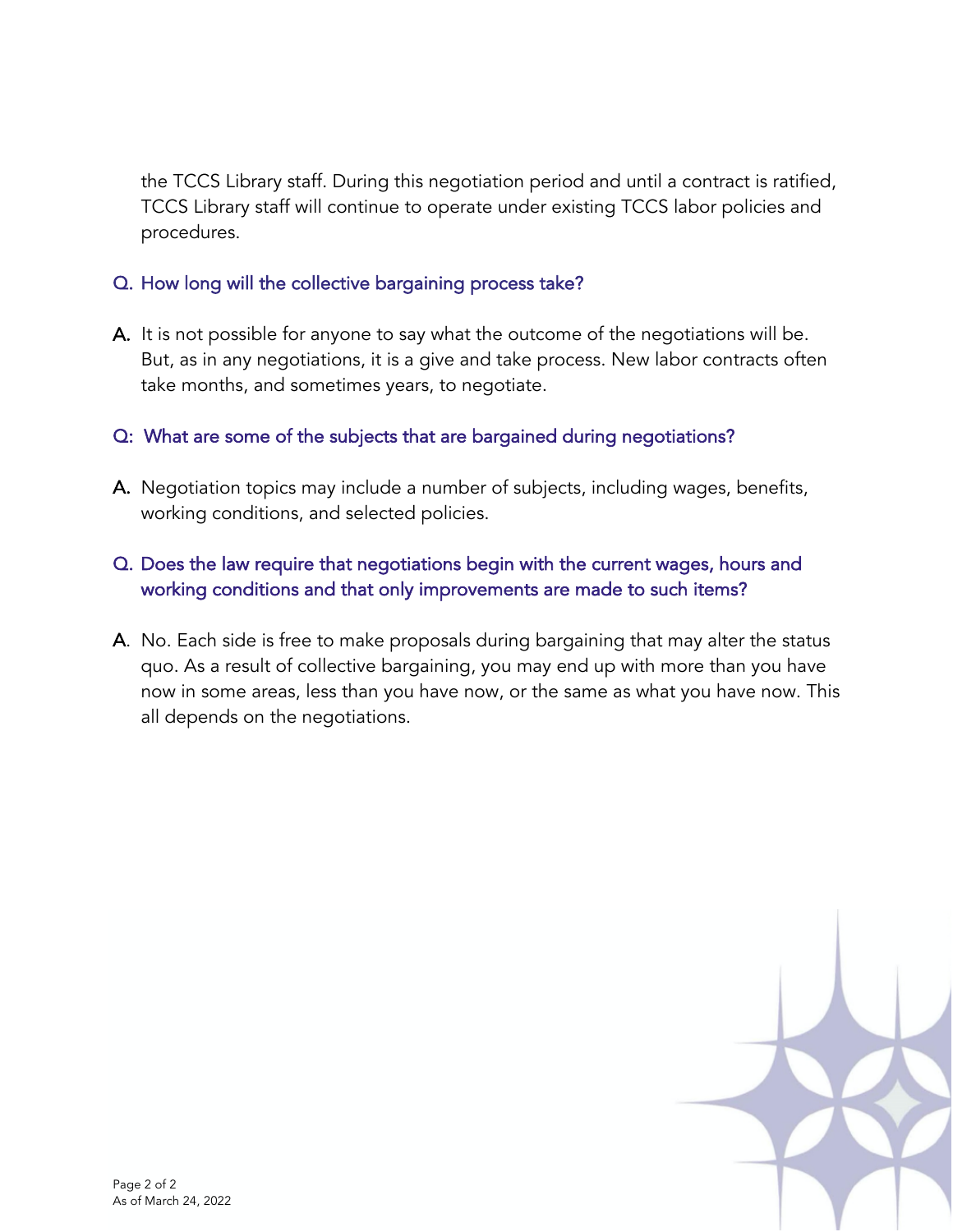the TCCS Library staff. During this negotiation period and until a contract is ratified, TCCS Library staff will continue to operate under existing TCCS labor policies and procedures.

**Q. How long will the collective bargaining process take?**

**A.** It is not possible for anyone to say what the outcome of the negotiations will be. But, as in any negotiations, it is a give and take process. New labor contracts often take months, and sometimes years, to negotiate.

**Q: What are some of the subjects that are bargained during negotiations?**

**A.** Negotiation topics may include a number of subjects, including wages, benefits, working conditions, and selected policies.

**Q. Does the law require that negotiations begin with the current wages, hours and working conditions and that only improvements are made to such items?**

**A.** No. Each side is free to make proposals during bargaining that may alter the status quo. As a result of collective bargaining, you may end up with more than you have now in some areas, less than you have now, or the same as what you have now. This all depends on the negotiations.

As of March 24, 2022